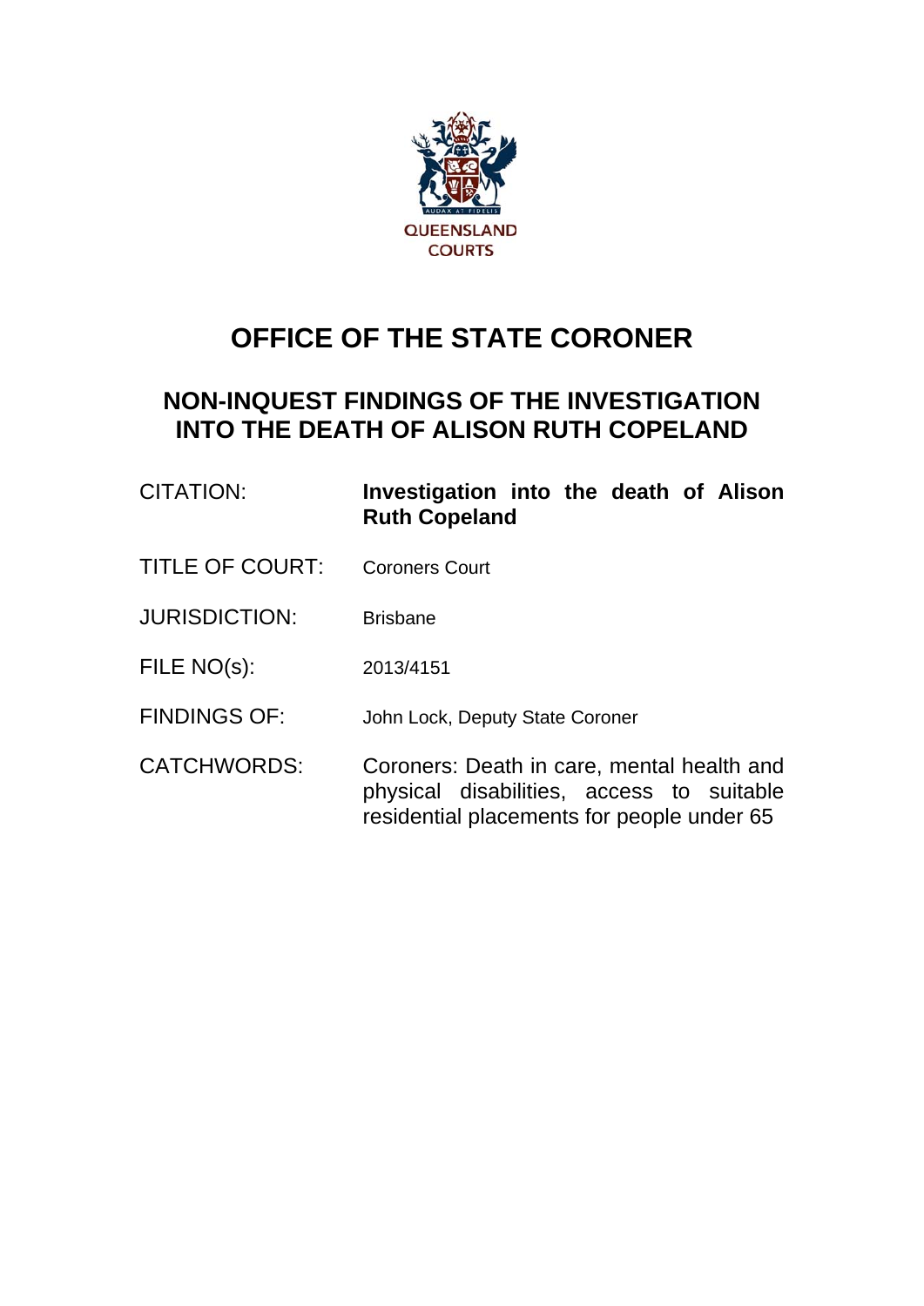QUEENSLAND COURTS

# OFFICE OF THE STATE CORONER

## NON-INQUEST FINDINGS OF THE INVESTIGATION INTO THE DEATH OF ALISON RUTH COPELAND

| | |
|---|---|
| CITATION: | **Investigation into the death of Alison Ruth Copeland** |
| TITLE OF COURT: | Coroners Court |
| JURISDICTION: | Brisbane |
| FILE NO(s): | 2013/4151 |
| FINDINGS OF: | John Lock, Deputy State Coroner |
| CATCHWORDS: | Coroners: Death in care, mental health and physical disabilities, access to suitable residential placements for people under 65 |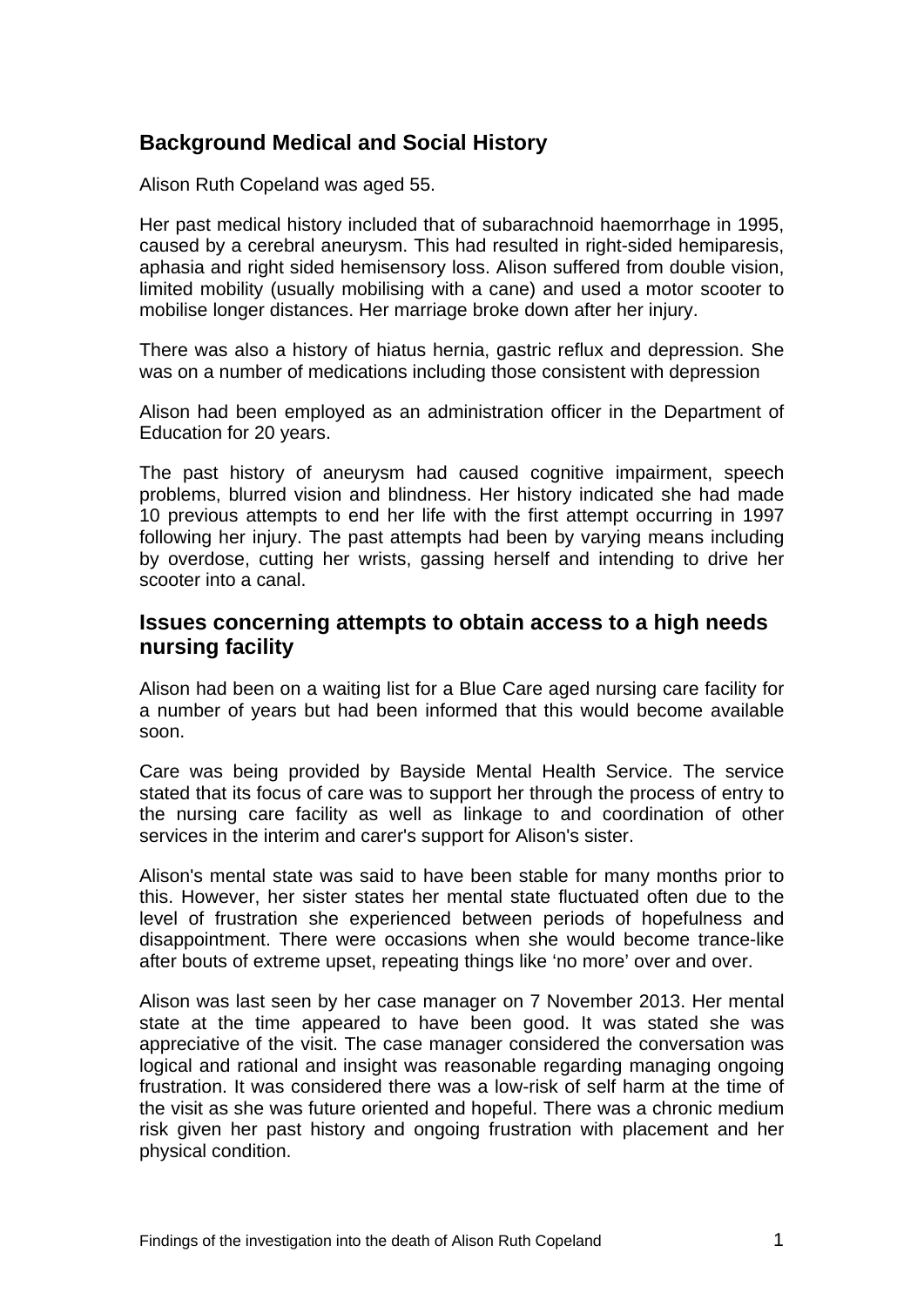## Background Medical and Social History

Alison Ruth Copeland was aged 55.

Her past medical history included that of subarachnoid haemorrhage in 1995, caused by a cerebral aneurysm. This had resulted in right-sided hemiparesis, aphasia and right sided hemisensory loss. Alison suffered from double vision, limited mobility (usually mobilising with a cane) and used a motor scooter to mobilise longer distances. Her marriage broke down after her injury.

There was also a history of hiatus hernia, gastric reflux and depression. She was on a number of medications including those consistent with depression

Alison had been employed as an administration officer in the Department of Education for 20 years.

The past history of aneurysm had caused cognitive impairment, speech problems, blurred vision and blindness. Her history indicated she had made 10 previous attempts to end her life with the first attempt occurring in 1997 following her injury. The past attempts had been by varying means including by overdose, cutting her wrists, gassing herself and intending to drive her scooter into a canal.

## Issues concerning attempts to obtain access to a high needs nursing facility

Alison had been on a waiting list for a Blue Care aged nursing care facility for a number of years but had been informed that this would become available soon.

Care was being provided by Bayside Mental Health Service. The service stated that its focus of care was to support her through the process of entry to the nursing care facility as well as linkage to and coordination of other services in the interim and carer's support for Alison's sister.

Alison's mental state was said to have been stable for many months prior to this. However, her sister states her mental state fluctuated often due to the level of frustration she experienced between periods of hopefulness and disappointment. There were occasions when she would become trance-like after bouts of extreme upset, repeating things like 'no more' over and over.

Alison was last seen by her case manager on 7 November 2013. Her mental state at the time appeared to have been good. It was stated she was appreciative of the visit. The case manager considered the conversation was logical and rational and insight was reasonable regarding managing ongoing frustration. It was considered there was a low-risk of self harm at the time of the visit as she was future oriented and hopeful. There was a chronic medium risk given her past history and ongoing frustration with placement and her physical condition.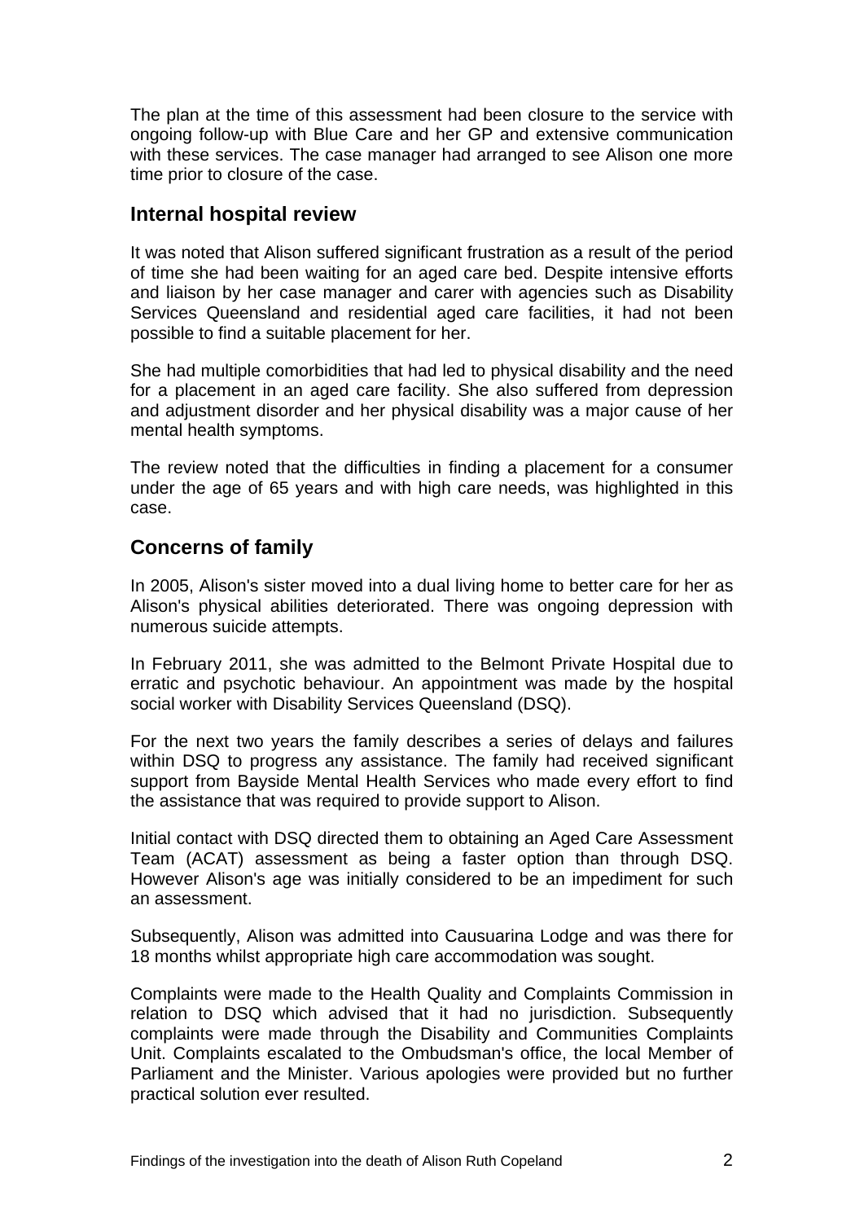The plan at the time of this assessment had been closure to the service with ongoing follow-up with Blue Care and her GP and extensive communication with these services. The case manager had arranged to see Alison one more time prior to closure of the case.

## Internal hospital review

It was noted that Alison suffered significant frustration as a result of the period of time she had been waiting for an aged care bed. Despite intensive efforts and liaison by her case manager and carer with agencies such as Disability Services Queensland and residential aged care facilities, it had not been possible to find a suitable placement for her.

She had multiple comorbidities that had led to physical disability and the need for a placement in an aged care facility. She also suffered from depression and adjustment disorder and her physical disability was a major cause of her mental health symptoms.

The review noted that the difficulties in finding a placement for a consumer under the age of 65 years and with high care needs, was highlighted in this case.

## Concerns of family

In 2005, Alison's sister moved into a dual living home to better care for her as Alison's physical abilities deteriorated. There was ongoing depression with numerous suicide attempts.

In February 2011, she was admitted to the Belmont Private Hospital due to erratic and psychotic behaviour. An appointment was made by the hospital social worker with Disability Services Queensland (DSQ).

For the next two years the family describes a series of delays and failures within DSQ to progress any assistance. The family had received significant support from Bayside Mental Health Services who made every effort to find the assistance that was required to provide support to Alison.

Initial contact with DSQ directed them to obtaining an Aged Care Assessment Team (ACAT) assessment as being a faster option than through DSQ. However Alison's age was initially considered to be an impediment for such an assessment.

Subsequently, Alison was admitted into Causuarina Lodge and was there for 18 months whilst appropriate high care accommodation was sought.

Complaints were made to the Health Quality and Complaints Commission in relation to DSQ which advised that it had no jurisdiction. Subsequently complaints were made through the Disability and Communities Complaints Unit. Complaints escalated to the Ombudsman's office, the local Member of Parliament and the Minister. Various apologies were provided but no further practical solution ever resulted.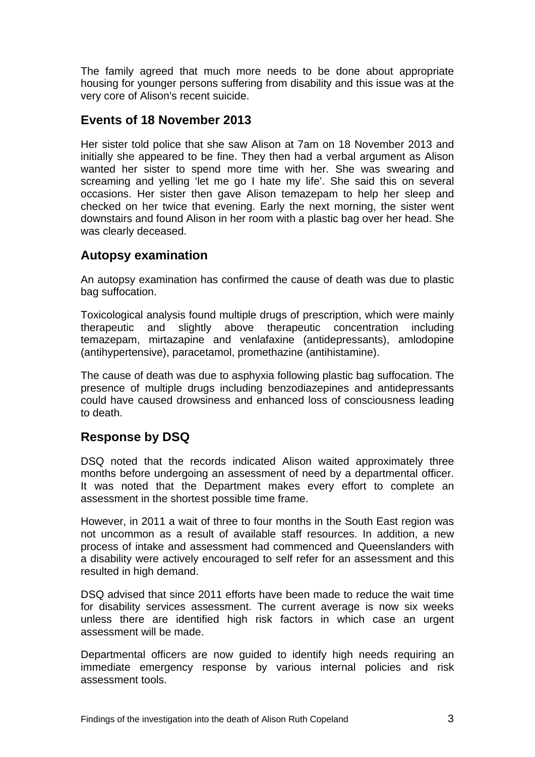The family agreed that much more needs to be done about appropriate housing for younger persons suffering from disability and this issue was at the very core of Alison's recent suicide.

## Events of 18 November 2013

Her sister told police that she saw Alison at 7am on 18 November 2013 and initially she appeared to be fine. They then had a verbal argument as Alison wanted her sister to spend more time with her. She was swearing and screaming and yelling 'let me go I hate my life'. She said this on several occasions. Her sister then gave Alison temazepam to help her sleep and checked on her twice that evening. Early the next morning, the sister went downstairs and found Alison in her room with a plastic bag over her head. She was clearly deceased.

## Autopsy examination

An autopsy examination has confirmed the cause of death was due to plastic bag suffocation.

Toxicological analysis found multiple drugs of prescription, which were mainly therapeutic and slightly above therapeutic concentration including temazepam, mirtazapine and venlafaxine (antidepressants), amlodopine (antihypertensive), paracetamol, promethazine (antihistamine).

The cause of death was due to asphyxia following plastic bag suffocation. The presence of multiple drugs including benzodiazepines and antidepressants could have caused drowsiness and enhanced loss of consciousness leading to death.

## Response by DSQ

DSQ noted that the records indicated Alison waited approximately three months before undergoing an assessment of need by a departmental officer. It was noted that the Department makes every effort to complete an assessment in the shortest possible time frame.

However, in 2011 a wait of three to four months in the South East region was not uncommon as a result of available staff resources. In addition, a new process of intake and assessment had commenced and Queenslanders with a disability were actively encouraged to self refer for an assessment and this resulted in high demand.

DSQ advised that since 2011 efforts have been made to reduce the wait time for disability services assessment. The current average is now six weeks unless there are identified high risk factors in which case an urgent assessment will be made.

Departmental officers are now guided to identify high needs requiring an immediate emergency response by various internal policies and risk assessment tools.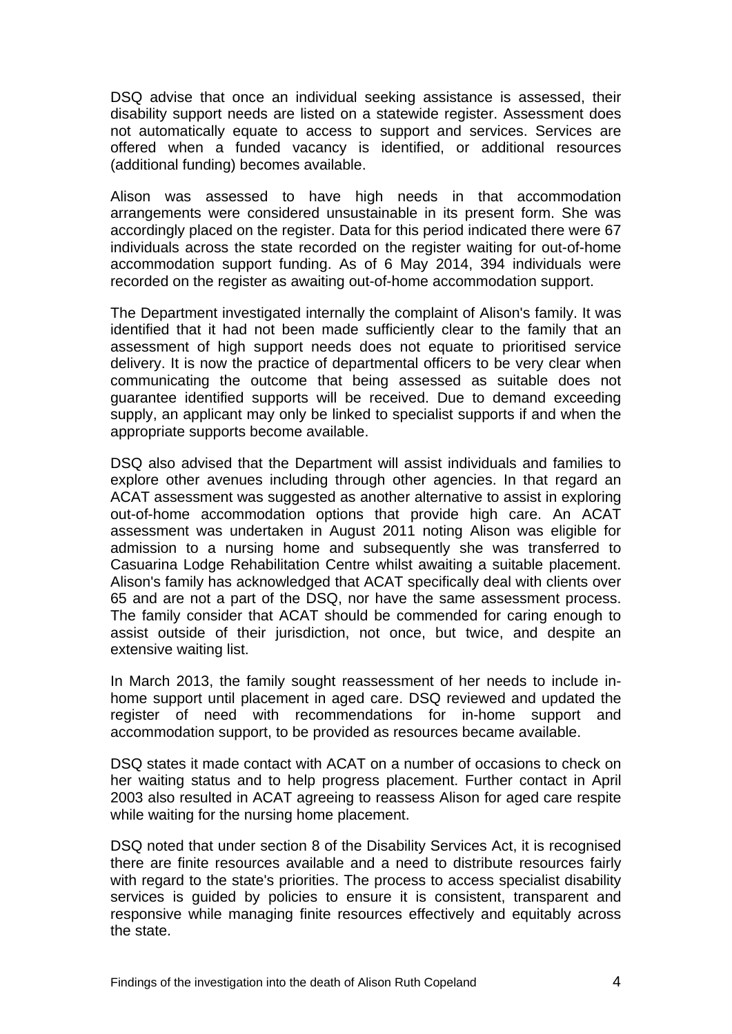DSQ advise that once an individual seeking assistance is assessed, their disability support needs are listed on a statewide register. Assessment does not automatically equate to access to support and services. Services are offered when a funded vacancy is identified, or additional resources (additional funding) becomes available.

Alison was assessed to have high needs in that accommodation arrangements were considered unsustainable in its present form. She was accordingly placed on the register. Data for this period indicated there were 67 individuals across the state recorded on the register waiting for out-of-home accommodation support funding. As of 6 May 2014, 394 individuals were recorded on the register as awaiting out-of-home accommodation support.

The Department investigated internally the complaint of Alison's family. It was identified that it had not been made sufficiently clear to the family that an assessment of high support needs does not equate to prioritised service delivery. It is now the practice of departmental officers to be very clear when communicating the outcome that being assessed as suitable does not guarantee identified supports will be received. Due to demand exceeding supply, an applicant may only be linked to specialist supports if and when the appropriate supports become available.

DSQ also advised that the Department will assist individuals and families to explore other avenues including through other agencies. In that regard an ACAT assessment was suggested as another alternative to assist in exploring out-of-home accommodation options that provide high care. An ACAT assessment was undertaken in August 2011 noting Alison was eligible for admission to a nursing home and subsequently she was transferred to Casuarina Lodge Rehabilitation Centre whilst awaiting a suitable placement. Alison's family has acknowledged that ACAT specifically deal with clients over 65 and are not a part of the DSQ, nor have the same assessment process. The family consider that ACAT should be commended for caring enough to assist outside of their jurisdiction, not once, but twice, and despite an extensive waiting list.

In March 2013, the family sought reassessment of her needs to include in-home support until placement in aged care. DSQ reviewed and updated the register of need with recommendations for in-home support and accommodation support, to be provided as resources became available.

DSQ states it made contact with ACAT on a number of occasions to check on her waiting status and to help progress placement. Further contact in April 2003 also resulted in ACAT agreeing to reassess Alison for aged care respite while waiting for the nursing home placement.

DSQ noted that under section 8 of the Disability Services Act, it is recognised there are finite resources available and a need to distribute resources fairly with regard to the state's priorities. The process to access specialist disability services is guided by policies to ensure it is consistent, transparent and responsive while managing finite resources effectively and equitably across the state.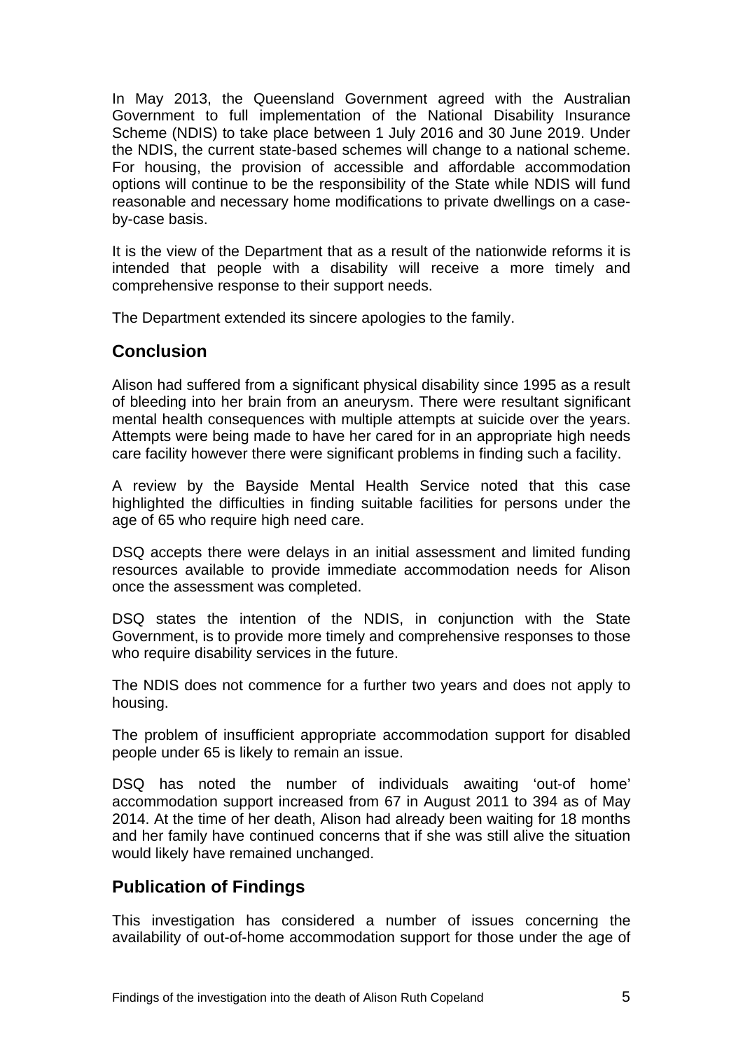In May 2013, the Queensland Government agreed with the Australian Government to full implementation of the National Disability Insurance Scheme (NDIS) to take place between 1 July 2016 and 30 June 2019. Under the NDIS, the current state-based schemes will change to a national scheme. For housing, the provision of accessible and affordable accommodation options will continue to be the responsibility of the State while NDIS will fund reasonable and necessary home modifications to private dwellings on a case-by-case basis.

It is the view of the Department that as a result of the nationwide reforms it is intended that people with a disability will receive a more timely and comprehensive response to their support needs.

The Department extended its sincere apologies to the family.

## Conclusion

Alison had suffered from a significant physical disability since 1995 as a result of bleeding into her brain from an aneurysm. There were resultant significant mental health consequences with multiple attempts at suicide over the years. Attempts were being made to have her cared for in an appropriate high needs care facility however there were significant problems in finding such a facility.

A review by the Bayside Mental Health Service noted that this case highlighted the difficulties in finding suitable facilities for persons under the age of 65 who require high need care.

DSQ accepts there were delays in an initial assessment and limited funding resources available to provide immediate accommodation needs for Alison once the assessment was completed.

DSQ states the intention of the NDIS, in conjunction with the State Government, is to provide more timely and comprehensive responses to those who require disability services in the future.

The NDIS does not commence for a further two years and does not apply to housing.

The problem of insufficient appropriate accommodation support for disabled people under 65 is likely to remain an issue.

DSQ has noted the number of individuals awaiting 'out-of home' accommodation support increased from 67 in August 2011 to 394 as of May 2014. At the time of her death, Alison had already been waiting for 18 months and her family have continued concerns that if she was still alive the situation would likely have remained unchanged.

## Publication of Findings

This investigation has considered a number of issues concerning the availability of out-of-home accommodation support for those under the age of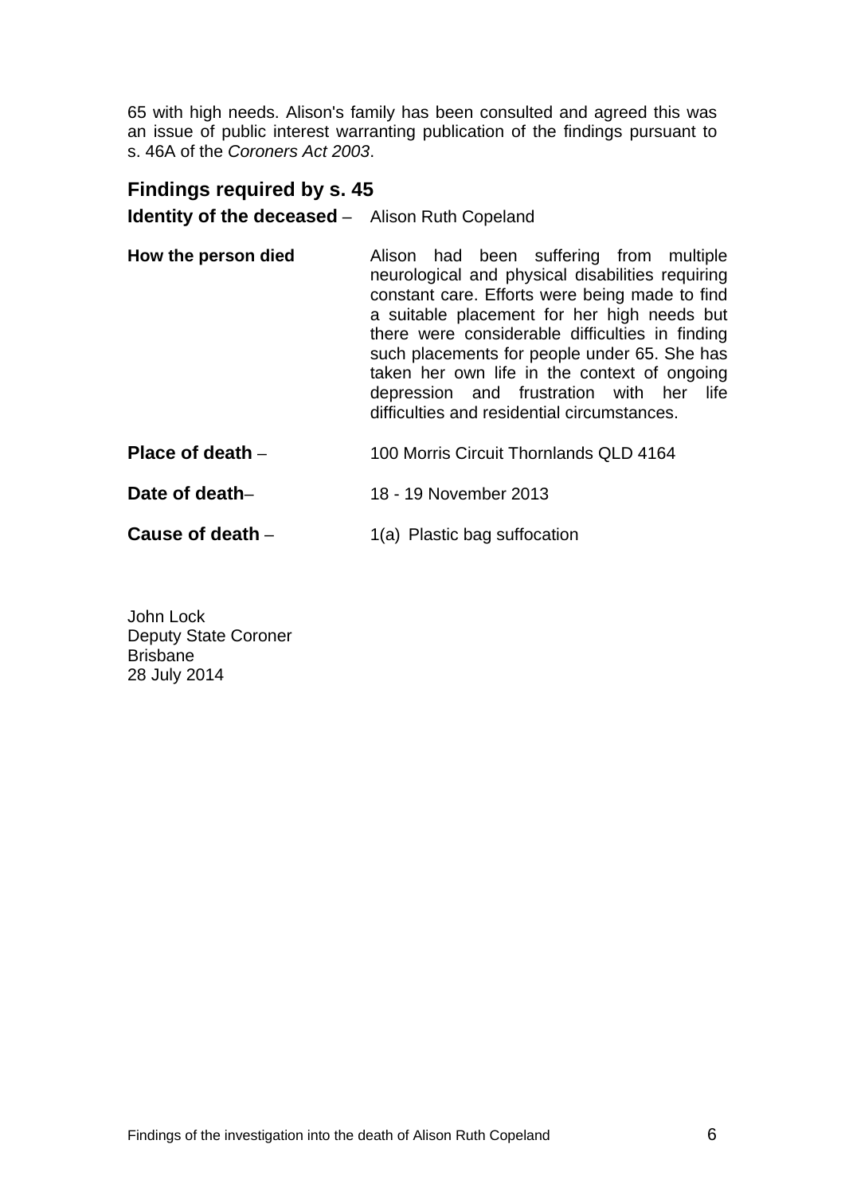65 with high needs. Alison's family has been consulted and agreed this was an issue of public interest warranting publication of the findings pursuant to s. 46A of the *Coroners Act 2003*.

## Findings required by s. 45

**Identity of the deceased** – Alison Ruth Copeland

**How the person died** Alison had been suffering from multiple neurological and physical disabilities requiring constant care. Efforts were being made to find a suitable placement for her high needs but there were considerable difficulties in finding such placements for people under 65. She has taken her own life in the context of ongoing depression and frustration with her life difficulties and residential circumstances.

**Place of death** – 100 Morris Circuit Thornlands QLD 4164

**Date of death**– 18 - 19 November 2013

**Cause of death** – 1(a) Plastic bag suffocation

John Lock
Deputy State Coroner
Brisbane
28 July 2014